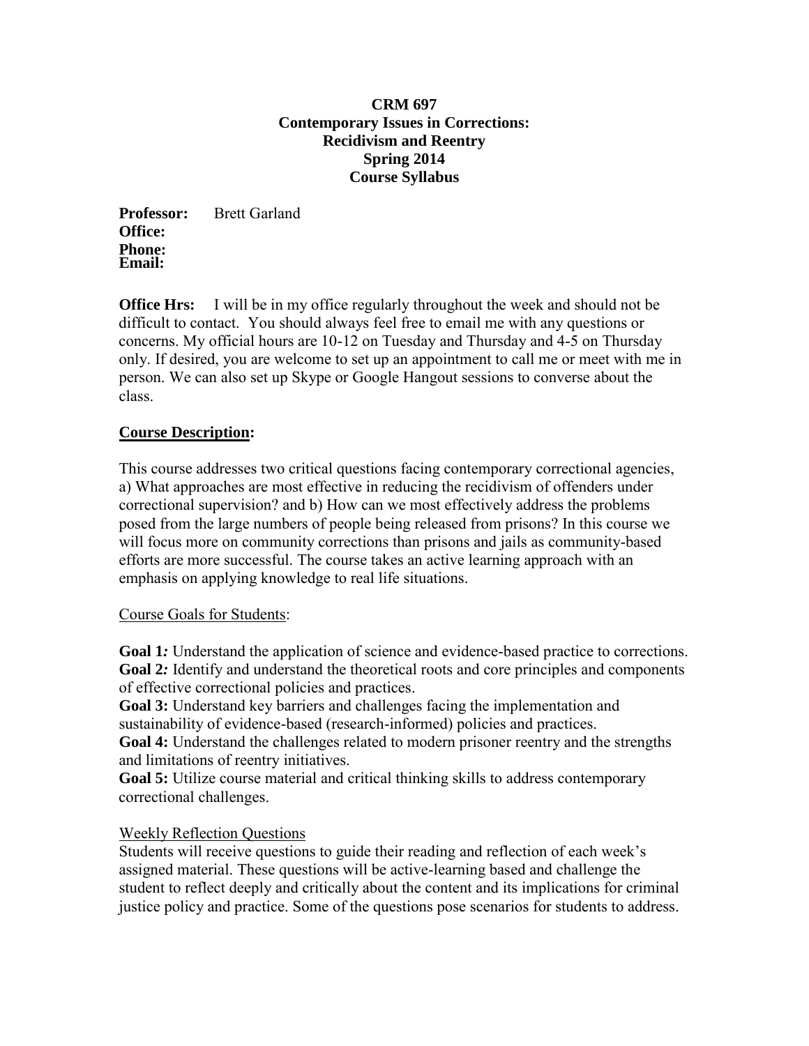**CRM 697**
**Contemporary Issues in Corrections:**
**Recidivism and Reentry**
**Spring 2014**
**Course Syllabus**

**Professor:** Brett Garland
**Office:**
**Phone:**
**Email:**

**Office Hrs:** I will be in my office regularly throughout the week and should not be difficult to contact. You should always feel free to email me with any questions or concerns. My official hours are 10-12 on Tuesday and Thursday and 4-5 on Thursday only. If desired, you are welcome to set up an appointment to call me or meet with me in person. We can also set up Skype or Google Hangout sessions to converse about the class.

## Course Description:

This course addresses two critical questions facing contemporary correctional agencies, a) What approaches are most effective in reducing the recidivism of offenders under correctional supervision? and b) How can we most effectively address the problems posed from the large numbers of people being released from prisons? In this course we will focus more on community corrections than prisons and jails as community-based efforts are more successful. The course takes an active learning approach with an emphasis on applying knowledge to real life situations.

### Course Goals for Students:

**Goal 1:** Understand the application of science and evidence-based practice to corrections.
**Goal 2:** Identify and understand the theoretical roots and core principles and components of effective correctional policies and practices.
**Goal 3:** Understand key barriers and challenges facing the implementation and sustainability of evidence-based (research-informed) policies and practices.
**Goal 4:** Understand the challenges related to modern prisoner reentry and the strengths and limitations of reentry initiatives.
**Goal 5:** Utilize course material and critical thinking skills to address contemporary correctional challenges.

### Weekly Reflection Questions

Students will receive questions to guide their reading and reflection of each week's assigned material. These questions will be active-learning based and challenge the student to reflect deeply and critically about the content and its implications for criminal justice policy and practice. Some of the questions pose scenarios for students to address.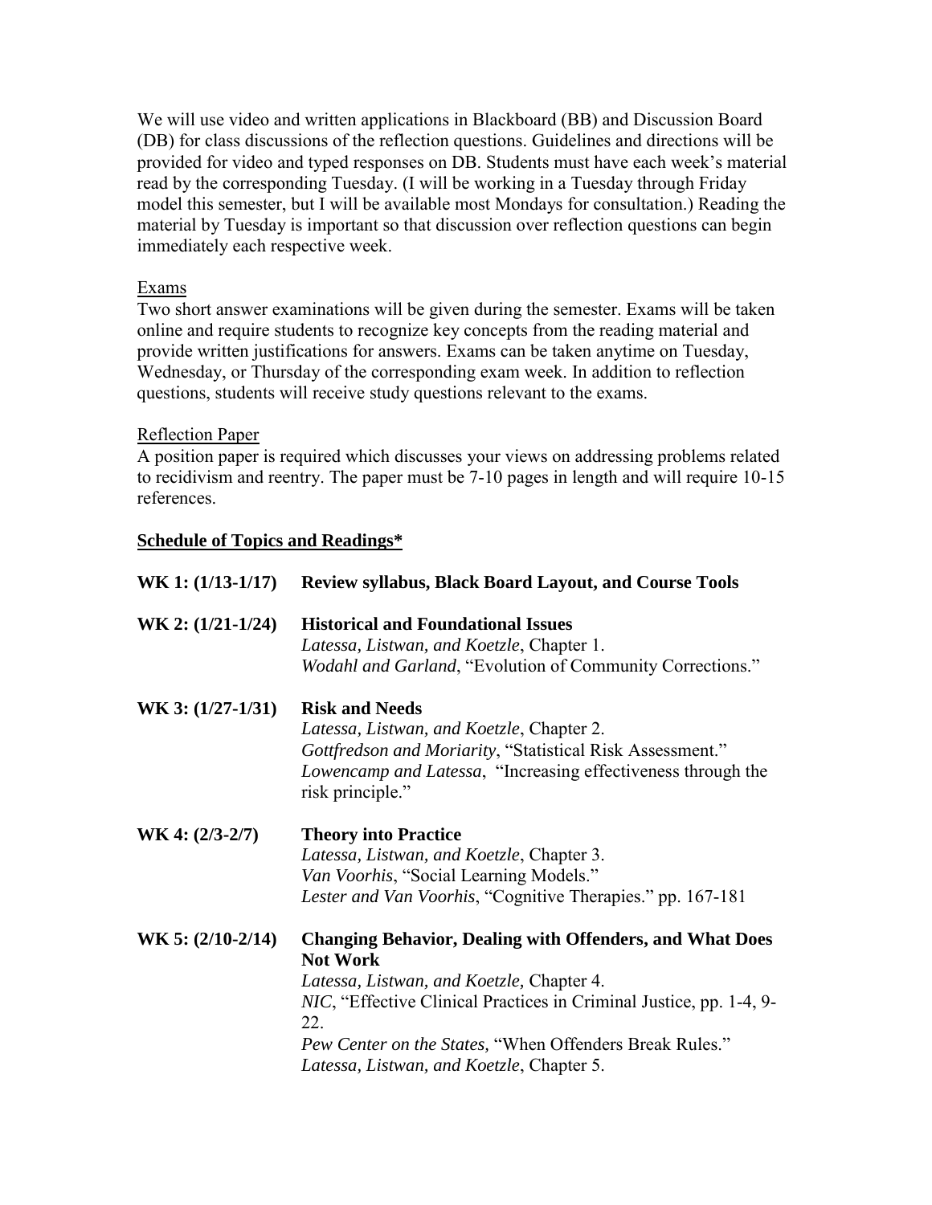We will use video and written applications in Blackboard (BB) and Discussion Board (DB) for class discussions of the reflection questions. Guidelines and directions will be provided for video and typed responses on DB. Students must have each week's material read by the corresponding Tuesday. (I will be working in a Tuesday through Friday model this semester, but I will be available most Mondays for consultation.) Reading the material by Tuesday is important so that discussion over reflection questions can begin immediately each respective week.

Exams

Two short answer examinations will be given during the semester. Exams will be taken online and require students to recognize key concepts from the reading material and provide written justifications for answers. Exams can be taken anytime on Tuesday, Wednesday, or Thursday of the corresponding exam week. In addition to reflection questions, students will receive study questions relevant to the exams.

Reflection Paper

A position paper is required which discusses your views on addressing problems related to recidivism and reentry. The paper must be 7-10 pages in length and will require 10-15 references.

**Schedule of Topics and Readings***

**WK 1: (1/13-1/17)** **Review syllabus, Black Board Layout, and Course Tools**

**WK 2: (1/21-1/24)** **Historical and Foundational Issues**
*Latessa, Listwan, and Koetzle*, Chapter 1.
*Wodahl and Garland*, "Evolution of Community Corrections."

**WK 3: (1/27-1/31)** **Risk and Needs**
*Latessa, Listwan, and Koetzle*, Chapter 2.
*Gottfredson and Moriarity*, "Statistical Risk Assessment."
*Lowencamp and Latessa*, "Increasing effectiveness through the risk principle."

**WK 4: (2/3-2/7)** **Theory into Practice**
*Latessa, Listwan, and Koetzle*, Chapter 3.
*Van Voorhis*, "Social Learning Models."
*Lester and Van Voorhis*, "Cognitive Therapies." pp. 167-181

**WK 5: (2/10-2/14)** **Changing Behavior, Dealing with Offenders, and What Does Not Work**
*Latessa, Listwan, and Koetzle,* Chapter 4.
*NIC*, "Effective Clinical Practices in Criminal Justice, pp. 1-4, 9-22.
*Pew Center on the States,* "When Offenders Break Rules."
*Latessa, Listwan, and Koetzle*, Chapter 5.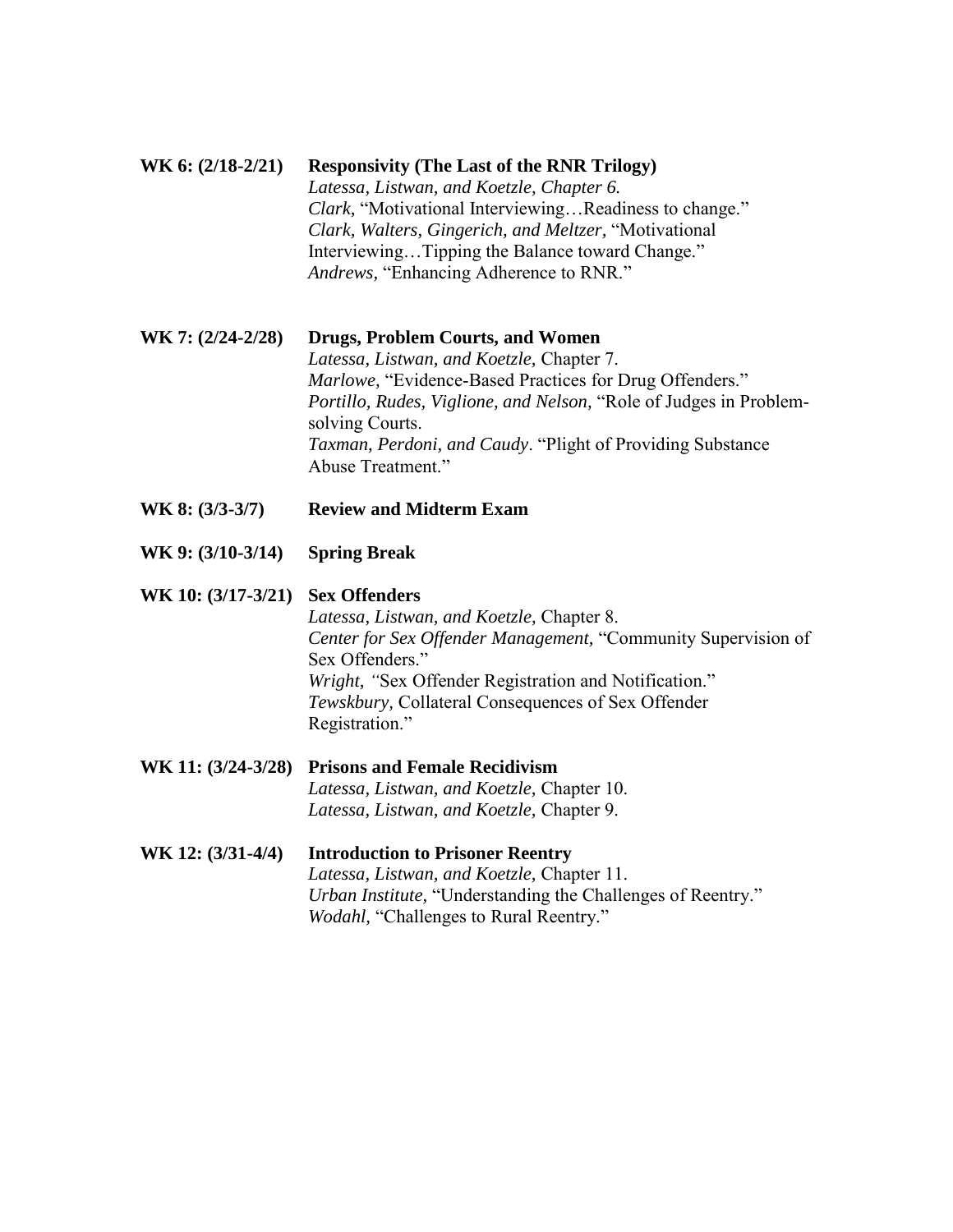**WK 6: (2/18-2/21)** **Responsivity (The Last of the RNR Trilogy)**
*Latessa, Listwan, and Koetzle, Chapter 6.*
*Clark*, "Motivational Interviewing…Readiness to change."
*Clark, Walters, Gingerich, and Meltzer*, "Motivational Interviewing…Tipping the Balance toward Change."
*Andrews,* "Enhancing Adherence to RNR."

**WK 7: (2/24-2/28)** **Drugs, Problem Courts, and Women**
*Latessa, Listwan, and Koetzle,* Chapter 7.
*Marlowe,* "Evidence-Based Practices for Drug Offenders."
*Portillo, Rudes, Viglione, and Nelson,* "Role of Judges in Problem-solving Courts.
*Taxman, Perdoni, and Caudy*. "Plight of Providing Substance Abuse Treatment."

**WK 8: (3/3-3/7)** **Review and Midterm Exam**

**WK 9: (3/10-3/14)** **Spring Break**

**WK 10: (3/17-3/21)** **Sex Offenders**
*Latessa, Listwan, and Koetzle,* Chapter 8.
*Center for Sex Offender Management,* "Community Supervision of Sex Offenders."
*Wright, "*Sex Offender Registration and Notification."
*Tewskbury*, Collateral Consequences of Sex Offender Registration."

**WK 11: (3/24-3/28)** **Prisons and Female Recidivism**
*Latessa, Listwan, and Koetzle,* Chapter 10.
*Latessa, Listwan, and Koetzle,* Chapter 9.

**WK 12: (3/31-4/4)** **Introduction to Prisoner Reentry**
*Latessa, Listwan, and Koetzle,* Chapter 11.
*Urban Institute,* "Understanding the Challenges of Reentry."
*Wodahl,* "Challenges to Rural Reentry."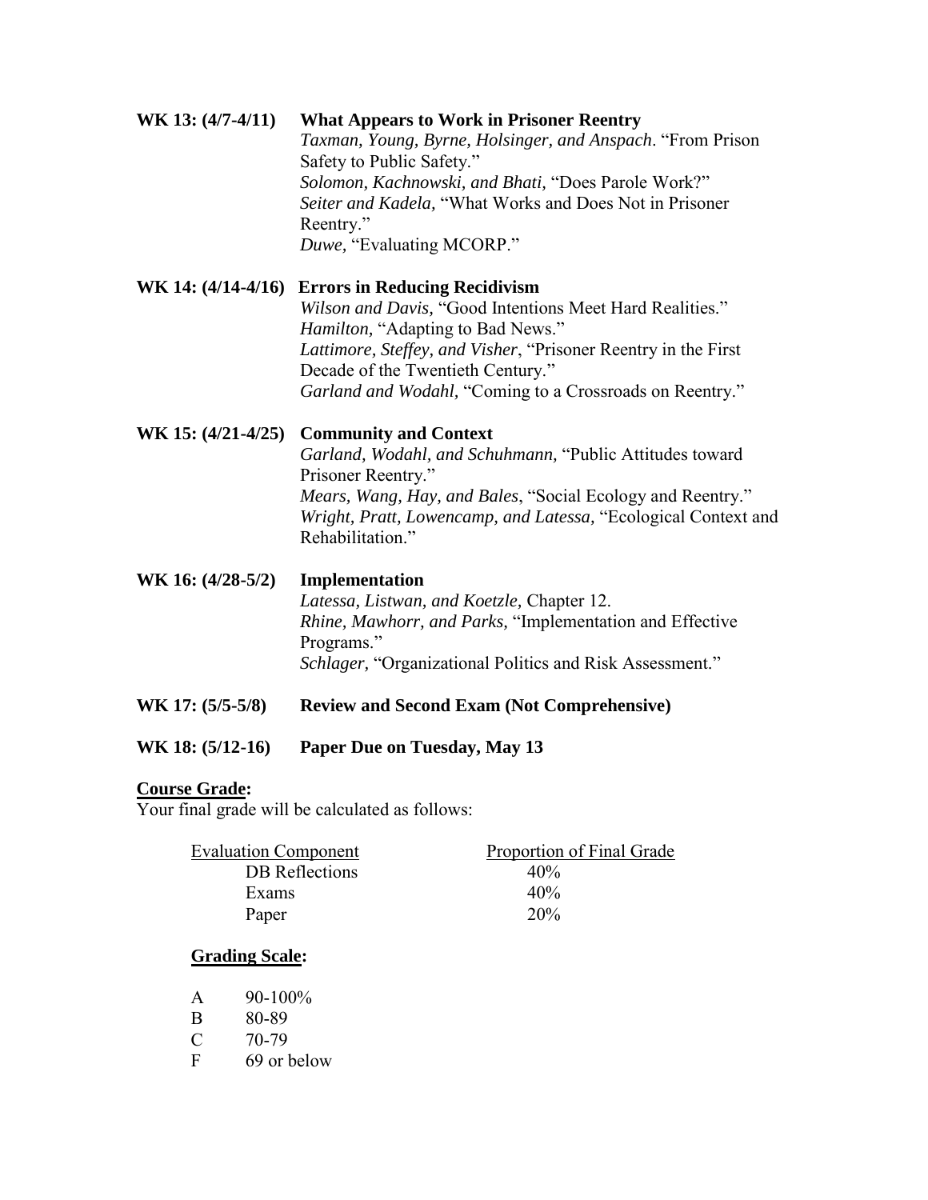**WK 13: (4/7-4/11) What Appears to Work in Prisoner Reentry**

*Taxman, Young, Byrne, Holsinger, and Anspach*. "From Prison Safety to Public Safety."
*Solomon, Kachnowski, and Bhati,* "Does Parole Work?"
*Seiter and Kadela,* "What Works and Does Not in Prisoner Reentry."
*Duwe,* "Evaluating MCORP."

**WK 14: (4/14-4/16) Errors in Reducing Recidivism**

*Wilson and Davis,* "Good Intentions Meet Hard Realities."
*Hamilton,* "Adapting to Bad News."
*Lattimore, Steffey, and Visher*, "Prisoner Reentry in the First Decade of the Twentieth Century."
*Garland and Wodahl*, "Coming to a Crossroads on Reentry."

**WK 15: (4/21-4/25) Community and Context**

*Garland, Wodahl, and Schuhmann,* "Public Attitudes toward Prisoner Reentry."
*Mears, Wang, Hay, and Bales*, "Social Ecology and Reentry."
*Wright, Pratt, Lowencamp, and Latessa,* "Ecological Context and Rehabilitation."

**WK 16: (4/28-5/2) Implementation**

*Latessa, Listwan, and Koetzle,* Chapter 12.
*Rhine, Mawhorr, and Parks,* "Implementation and Effective Programs."
*Schlager,* "Organizational Politics and Risk Assessment."

**WK 17: (5/5-5/8) Review and Second Exam (Not Comprehensive)**

**WK 18: (5/12-16) Paper Due on Tuesday, May 13**

**Course Grade:**

Your final grade will be calculated as follows:

| Evaluation Component | Proportion of Final Grade |
|---|---|
| DB Reflections | 40% |
| Exams | 40% |
| Paper | 20% |

**Grading Scale:**

| | |
|---|---|
| A | 90-100% |
| B | 80-89 |
| C | 70-79 |
| F | 69 or below |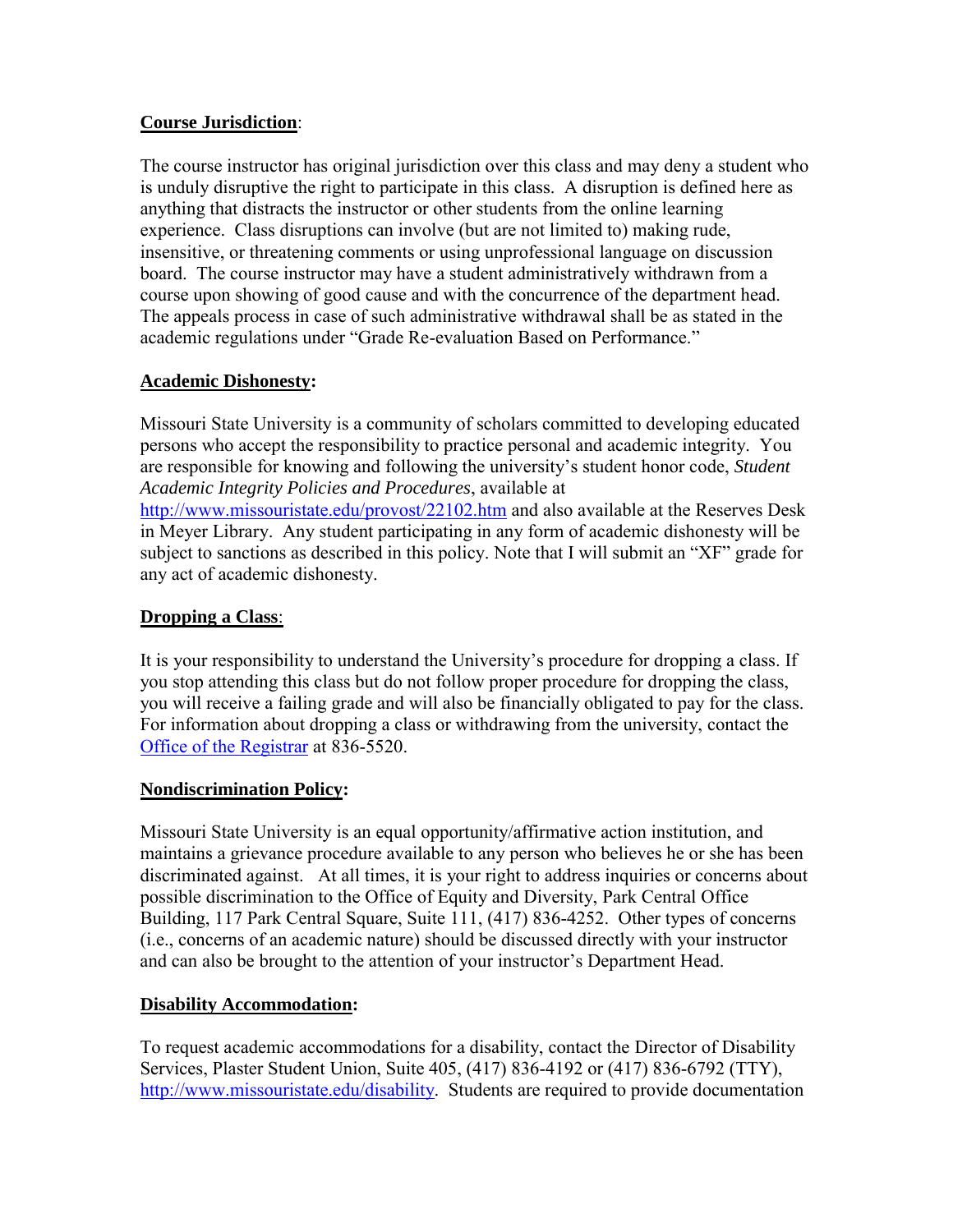**Course Jurisdiction**:

The course instructor has original jurisdiction over this class and may deny a student who is unduly disruptive the right to participate in this class. A disruption is defined here as anything that distracts the instructor or other students from the online learning experience. Class disruptions can involve (but are not limited to) making rude, insensitive, or threatening comments or using unprofessional language on discussion board. The course instructor may have a student administratively withdrawn from a course upon showing of good cause and with the concurrence of the department head. The appeals process in case of such administrative withdrawal shall be as stated in the academic regulations under "Grade Re-evaluation Based on Performance."

**Academic Dishonesty:**

Missouri State University is a community of scholars committed to developing educated persons who accept the responsibility to practice personal and academic integrity. You are responsible for knowing and following the university's student honor code, *Student Academic Integrity Policies and Procedures*, available at http://www.missouristate.edu/provost/22102.htm and also available at the Reserves Desk in Meyer Library. Any student participating in any form of academic dishonesty will be subject to sanctions as described in this policy. Note that I will submit an "XF" grade for any act of academic dishonesty.

**Dropping a Class**:

It is your responsibility to understand the University's procedure for dropping a class. If you stop attending this class but do not follow proper procedure for dropping the class, you will receive a failing grade and will also be financially obligated to pay for the class. For information about dropping a class or withdrawing from the university, contact the Office of the Registrar at 836-5520.

**Nondiscrimination Policy:**

Missouri State University is an equal opportunity/affirmative action institution, and maintains a grievance procedure available to any person who believes he or she has been discriminated against. At all times, it is your right to address inquiries or concerns about possible discrimination to the Office of Equity and Diversity, Park Central Office Building, 117 Park Central Square, Suite 111, (417) 836-4252. Other types of concerns (i.e., concerns of an academic nature) should be discussed directly with your instructor and can also be brought to the attention of your instructor's Department Head.

**Disability Accommodation:**

To request academic accommodations for a disability, contact the Director of Disability Services, Plaster Student Union, Suite 405, (417) 836-4192 or (417) 836-6792 (TTY), http://www.missouristate.edu/disability. Students are required to provide documentation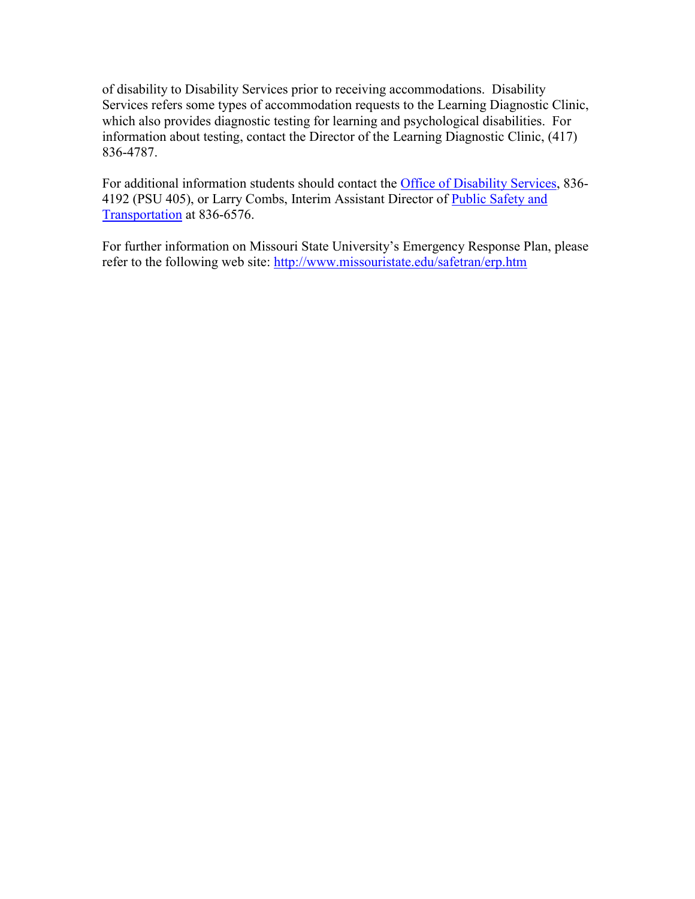of disability to Disability Services prior to receiving accommodations. Disability Services refers some types of accommodation requests to the Learning Diagnostic Clinic, which also provides diagnostic testing for learning and psychological disabilities. For information about testing, contact the Director of the Learning Diagnostic Clinic, (417) 836-4787.

For additional information students should contact the [Office of Disability Services](), 836-4192 (PSU 405), or Larry Combs, Interim Assistant Director of [Public Safety and Transportation]() at 836-6576.

For further information on Missouri State University's Emergency Response Plan, please refer to the following web site: http://www.missouristate.edu/safetran/erp.htm